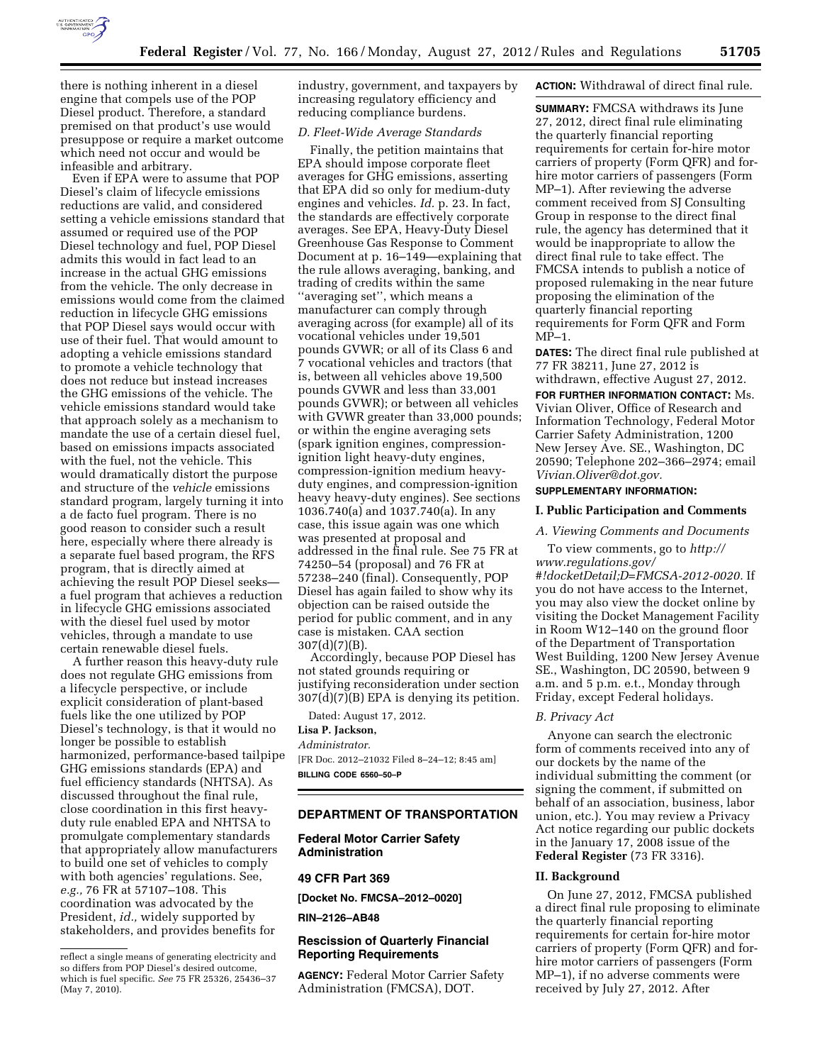there is nothing inherent in a diesel engine that compels use of the POP Diesel product. Therefore, a standard premised on that product's use would presuppose or require a market outcome which need not occur and would be infeasible and arbitrary.

Even if EPA were to assume that POP Diesel's claim of lifecycle emissions reductions are valid, and considered setting a vehicle emissions standard that assumed or required use of the POP Diesel technology and fuel, POP Diesel admits this would in fact lead to an increase in the actual GHG emissions from the vehicle. The only decrease in emissions would come from the claimed reduction in lifecycle GHG emissions that POP Diesel says would occur with use of their fuel. That would amount to adopting a vehicle emissions standard to promote a vehicle technology that does not reduce but instead increases the GHG emissions of the vehicle. The vehicle emissions standard would take that approach solely as a mechanism to mandate the use of a certain diesel fuel, based on emissions impacts associated with the fuel, not the vehicle. This would dramatically distort the purpose and structure of the *vehicle* emissions standard program, largely turning it into a de facto fuel program. There is no good reason to consider such a result here, especially where there already is a separate fuel based program, the RFS program, that is directly aimed at achieving the result POP Diesel seeks—a fuel program that achieves a reduction in lifecycle GHG emissions associated with the diesel fuel used by motor vehicles, through a mandate to use certain renewable diesel fuels.

A further reason this heavy-duty rule does not regulate GHG emissions from a lifecycle perspective, or include explicit consideration of plant-based fuels like the one utilized by POP Diesel's technology, is that it would no longer be possible to establish harmonized, performance-based tailpipe GHG emissions standards (EPA) and fuel efficiency standards (NHTSA). As discussed throughout the final rule, close coordination in this first heavy-duty rule enabled EPA and NHTSA to promulgate complementary standards that appropriately allow manufacturers to build one set of vehicles to comply with both agencies' regulations. See, *e.g.,* 76 FR at 57107–108. This coordination was advocated by the President, *id.,* widely supported by stakeholders, and provides benefits for industry, government, and taxpayers by increasing regulatory efficiency and reducing compliance burdens.

*D. Fleet-Wide Average Standards*

Finally, the petition maintains that EPA should impose corporate fleet averages for GHG emissions, asserting that EPA did so only for medium-duty engines and vehicles. *Id.* p. 23. In fact, the standards are effectively corporate averages. See EPA, Heavy-Duty Diesel Greenhouse Gas Response to Comment Document at p. 16–149—explaining that the rule allows averaging, banking, and trading of credits within the same ''averaging set'', which means a manufacturer can comply through averaging across (for example) all of its vocational vehicles under 19,501 pounds GVWR; or all of its Class 6 and 7 vocational vehicles and tractors (that is, between all vehicles above 19,500 pounds GVWR and less than 33,001 pounds GVWR); or between all vehicles with GVWR greater than 33,000 pounds; or within the engine averaging sets (spark ignition engines, compression-ignition light heavy-duty engines, compression-ignition medium heavy-duty engines, and compression-ignition heavy heavy-duty engines). See sections 1036.740(a) and 1037.740(a). In any case, this issue again was one which was presented at proposal and addressed in the final rule. See 75 FR at 74250–54 (proposal) and 76 FR at 57238–240 (final). Consequently, POP Diesel has again failed to show why its objection can be raised outside the period for public comment, and in any case is mistaken. CAA section 307(d)(7)(B).

Accordingly, because POP Diesel has not stated grounds requiring or justifying reconsideration under section 307(d)(7)(B) EPA is denying its petition.

Dated: August 17, 2012.

**Lisa P. Jackson,**

*Administrator.*

[FR Doc. 2012–21032 Filed 8–24–12; 8:45 am]

**BILLING CODE 6560–50–P**

---

reflect a single means of generating electricity and so differs from POP Diesel's desired outcome, which is fuel specific. *See* 75 FR 25326, 25436–37 (May 7, 2010).

---

## DEPARTMENT OF TRANSPORTATION

### Federal Motor Carrier Safety Administration

### 49 CFR Part 369

**[Docket No. FMCSA–2012–0020]**

**RIN–2126–AB48**

### Rescission of Quarterly Financial Reporting Requirements

**AGENCY:** Federal Motor Carrier Safety Administration (FMCSA), DOT.

**ACTION:** Withdrawal of direct final rule.

**SUMMARY:** FMCSA withdraws its June 27, 2012, direct final rule eliminating the quarterly financial reporting requirements for certain for-hire motor carriers of property (Form QFR) and for-hire motor carriers of passengers (Form MP–1). After reviewing the adverse comment received from SJ Consulting Group in response to the direct final rule, the agency has determined that it would be inappropriate to allow the direct final rule to take effect. The FMCSA intends to publish a notice of proposed rulemaking in the near future proposing the elimination of the quarterly financial reporting requirements for Form QFR and Form MP–1.

**DATES:** The direct final rule published at 77 FR 38211, June 27, 2012 is withdrawn, effective August 27, 2012.

**FOR FURTHER INFORMATION CONTACT:** Ms. Vivian Oliver, Office of Research and Information Technology, Federal Motor Carrier Safety Administration, 1200 New Jersey Ave. SE., Washington, DC 20590; Telephone 202–366–2974; email *Vivian.Oliver@dot.gov.*

**SUPPLEMENTARY INFORMATION:**

#### I. Public Participation and Comments

*A. Viewing Comments and Documents*

To view comments, go to *http://www.regulations.gov/#!docketDetail;D=FMCSA-2012-0020.* If you do not have access to the Internet, you may also view the docket online by visiting the Docket Management Facility in Room W12–140 on the ground floor of the Department of Transportation West Building, 1200 New Jersey Avenue SE., Washington, DC 20590, between 9 a.m. and 5 p.m. e.t., Monday through Friday, except Federal holidays.

*B. Privacy Act*

Anyone can search the electronic form of comments received into any of our dockets by the name of the individual submitting the comment (or signing the comment, if submitted on behalf of an association, business, labor union, etc.). You may review a Privacy Act notice regarding our public dockets in the January 17, 2008 issue of the **Federal Register** (73 FR 3316).

#### II. Background

On June 27, 2012, FMCSA published a direct final rule proposing to eliminate the quarterly financial reporting requirements for certain for-hire motor carriers of property (Form QFR) and for-hire motor carriers of passengers (Form MP–1), if no adverse comments were received by July 27, 2012. After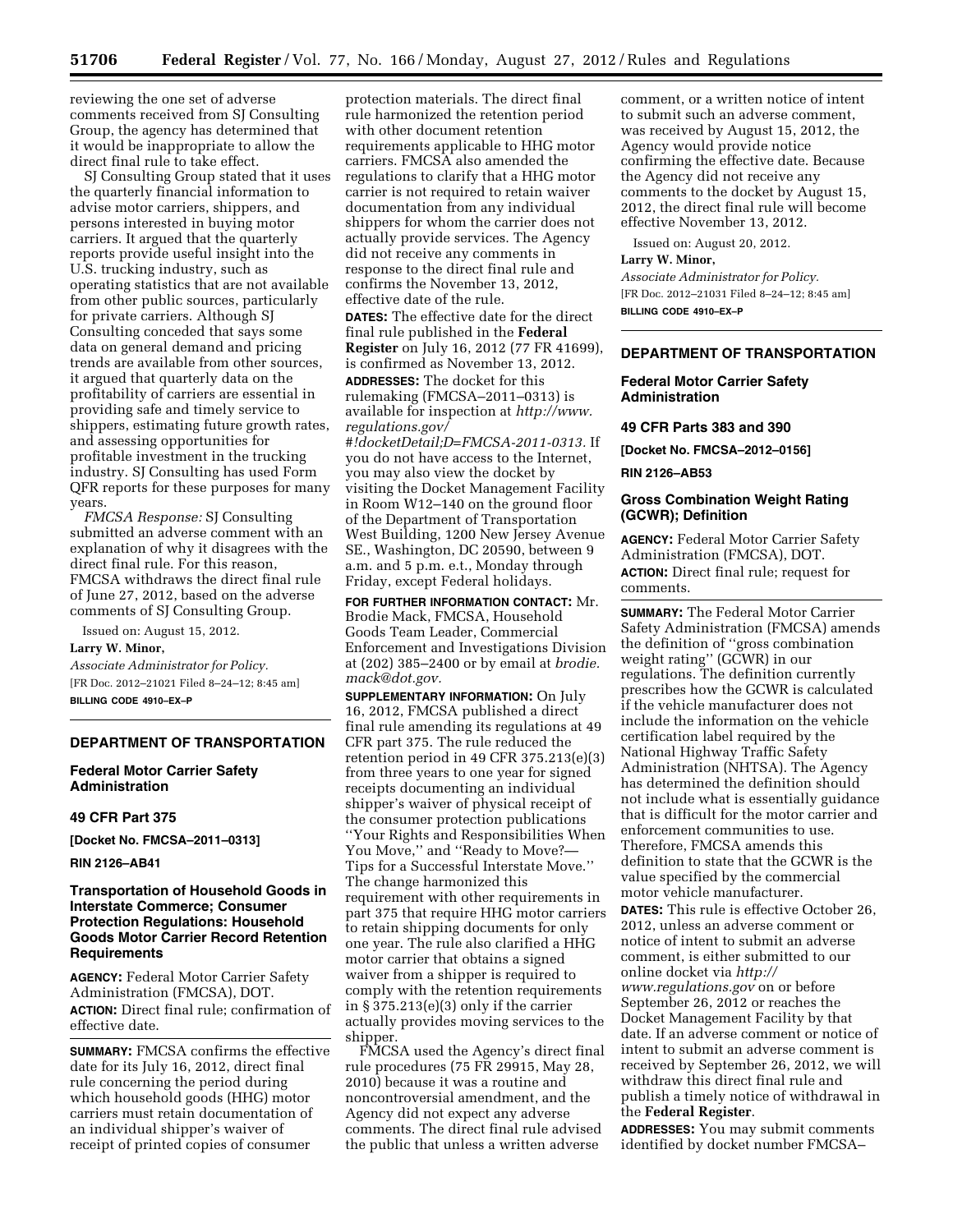reviewing the one set of adverse comments received from SJ Consulting Group, the agency has determined that it would be inappropriate to allow the direct final rule to take effect.

SJ Consulting Group stated that it uses the quarterly financial information to advise motor carriers, shippers, and persons interested in buying motor carriers. It argued that the quarterly reports provide useful insight into the U.S. trucking industry, such as operating statistics that are not available from other public sources, particularly for private carriers. Although SJ Consulting conceded that says some data on general demand and pricing trends are available from other sources, it argued that quarterly data on the profitability of carriers are essential in providing safe and timely service to shippers, estimating future growth rates, and assessing opportunities for profitable investment in the trucking industry. SJ Consulting has used Form QFR reports for these purposes for many years.

*FMCSA Response:* SJ Consulting submitted an adverse comment with an explanation of why it disagrees with the direct final rule. For this reason, FMCSA withdraws the direct final rule of June 27, 2012, based on the adverse comments of SJ Consulting Group.

Issued on: August 15, 2012.

**Larry W. Minor,**

*Associate Administrator for Policy.*

[FR Doc. 2012–21021 Filed 8–24–12; 8:45 am]

**BILLING CODE 4910–EX–P**

---

## DEPARTMENT OF TRANSPORTATION

### Federal Motor Carrier Safety Administration

### 49 CFR Part 375

**[Docket No. FMCSA–2011–0313]**

**RIN 2126–AB41**

### Transportation of Household Goods in Interstate Commerce; Consumer Protection Regulations: Household Goods Motor Carrier Record Retention Requirements

**AGENCY:** Federal Motor Carrier Safety Administration (FMCSA), DOT.

**ACTION:** Direct final rule; confirmation of effective date.

**SUMMARY:** FMCSA confirms the effective date for its July 16, 2012, direct final rule concerning the period during which household goods (HHG) motor carriers must retain documentation of an individual shipper's waiver of receipt of printed copies of consumer protection materials. The direct final rule harmonized the retention period with other document retention requirements applicable to HHG motor carriers. FMCSA also amended the regulations to clarify that a HHG motor carrier is not required to retain waiver documentation from any individual shippers for whom the carrier does not actually provide services. The Agency did not receive any comments in response to the direct final rule and confirms the November 13, 2012, effective date of the rule.

**DATES:** The effective date for the direct final rule published in the **Federal Register** on July 16, 2012 (77 FR 41699), is confirmed as November 13, 2012.

**ADDRESSES:** The docket for this rulemaking (FMCSA–2011–0313) is available for inspection at *http://www.regulations.gov/#!docketDetail;D=FMCSA-2011-0313.* If you do not have access to the Internet, you may also view the docket by visiting the Docket Management Facility in Room W12–140 on the ground floor of the Department of Transportation West Building, 1200 New Jersey Avenue SE., Washington, DC 20590, between 9 a.m. and 5 p.m. e.t., Monday through Friday, except Federal holidays.

**FOR FURTHER INFORMATION CONTACT:** Mr. Brodie Mack, FMCSA, Household Goods Team Leader, Commercial Enforcement and Investigations Division at (202) 385–2400 or by email at *brodie.mack@dot.gov.*

**SUPPLEMENTARY INFORMATION:** On July 16, 2012, FMCSA published a direct final rule amending its regulations at 49 CFR part 375. The rule reduced the retention period in 49 CFR 375.213(e)(3) from three years to one year for signed receipts documenting an individual shipper's waiver of physical receipt of the consumer protection publications ''Your Rights and Responsibilities When You Move,'' and ''Ready to Move?—Tips for a Successful Interstate Move.'' The change harmonized this requirement with other requirements in part 375 that require HHG motor carriers to retain shipping documents for only one year. The rule also clarified a HHG motor carrier that obtains a signed waiver from a shipper is required to comply with the retention requirements in § 375.213(e)(3) only if the carrier actually provides moving services to the shipper.

FMCSA used the Agency's direct final rule procedures (75 FR 29915, May 28, 2010) because it was a routine and noncontroversial amendment, and the Agency did not expect any adverse comments. The direct final rule advised the public that unless a written adverse comment, or a written notice of intent to submit such an adverse comment, was received by August 15, 2012, the Agency would provide notice confirming the effective date. Because the Agency did not receive any comments to the docket by August 15, 2012, the direct final rule will become effective November 13, 2012.

Issued on: August 20, 2012.

**Larry W. Minor,**

*Associate Administrator for Policy.*

[FR Doc. 2012–21031 Filed 8–24–12; 8:45 am]

**BILLING CODE 4910–EX–P**

---

## DEPARTMENT OF TRANSPORTATION

### Federal Motor Carrier Safety Administration

### 49 CFR Parts 383 and 390

**[Docket No. FMCSA–2012–0156]**

**RIN 2126–AB53**

### Gross Combination Weight Rating (GCWR); Definition

**AGENCY:** Federal Motor Carrier Safety Administration (FMCSA), DOT.

**ACTION:** Direct final rule; request for comments.

**SUMMARY:** The Federal Motor Carrier Safety Administration (FMCSA) amends the definition of ''gross combination weight rating'' (GCWR) in our regulations. The definition currently prescribes how the GCWR is calculated if the vehicle manufacturer does not include the information on the vehicle certification label required by the National Highway Traffic Safety Administration (NHTSA). The Agency has determined the definition should not include what is essentially guidance that is difficult for the motor carrier and enforcement communities to use. Therefore, FMCSA amends this definition to state that the GCWR is the value specified by the commercial motor vehicle manufacturer.

**DATES:** This rule is effective October 26, 2012, unless an adverse comment or notice of intent to submit an adverse comment, is either submitted to our online docket via *http://www.regulations.gov* on or before September 26, 2012 or reaches the Docket Management Facility by that date. If an adverse comment or notice of intent to submit an adverse comment is received by September 26, 2012, we will withdraw this direct final rule and publish a timely notice of withdrawal in the **Federal Register**.

**ADDRESSES:** You may submit comments identified by docket number FMCSA–